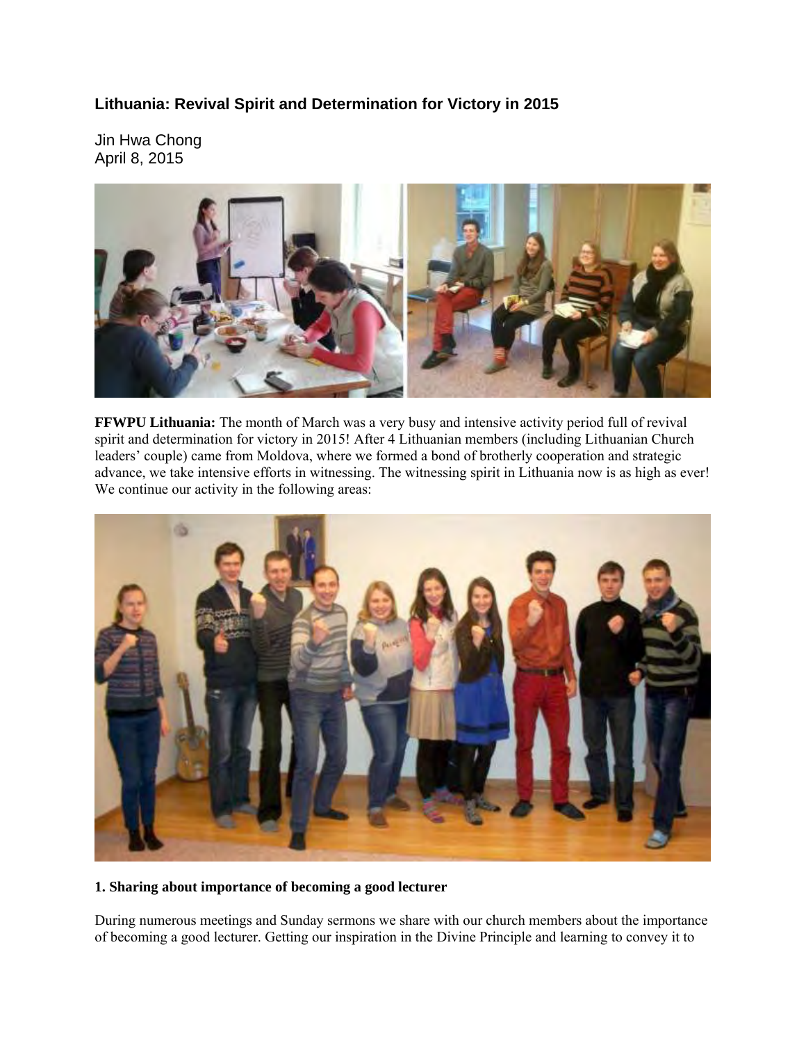## Lithuania: Revival Spirit and Determination for Victory in 2015

Jin Hwa Chong
April 8, 2015

**FFWPU Lithuania:** The month of March was a very busy and intensive activity period full of revival spirit and determination for victory in 2015! After 4 Lithuanian members (including Lithuanian Church leaders' couple) came from Moldova, where we formed a bond of brotherly cooperation and strategic advance, we take intensive efforts in witnessing. The witnessing spirit in Lithuania now is as high as ever! We continue our activity in the following areas:

**1. Sharing about importance of becoming a good lecturer**

During numerous meetings and Sunday sermons we share with our church members about the importance of becoming a good lecturer. Getting our inspiration in the Divine Principle and learning to convey it to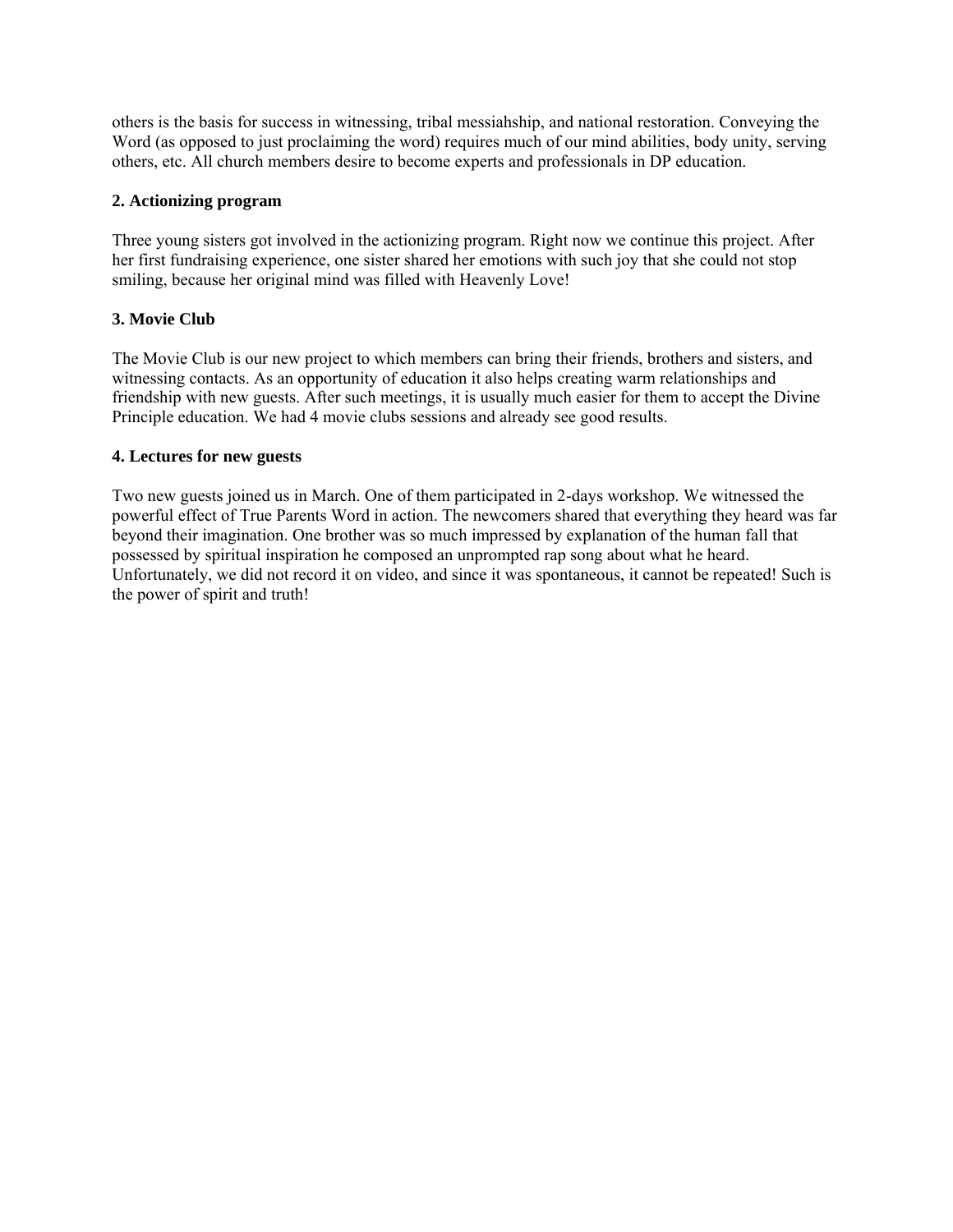others is the basis for success in witnessing, tribal messiahship, and national restoration. Conveying the Word (as opposed to just proclaiming the word) requires much of our mind abilities, body unity, serving others, etc. All church members desire to become experts and professionals in DP education.

**2. Actionizing program**

Three young sisters got involved in the actionizing program. Right now we continue this project. After her first fundraising experience, one sister shared her emotions with such joy that she could not stop smiling, because her original mind was filled with Heavenly Love!

**3. Movie Club**

The Movie Club is our new project to which members can bring their friends, brothers and sisters, and witnessing contacts. As an opportunity of education it also helps creating warm relationships and friendship with new guests. After such meetings, it is usually much easier for them to accept the Divine Principle education. We had 4 movie clubs sessions and already see good results.

**4. Lectures for new guests**

Two new guests joined us in March. One of them participated in 2-days workshop. We witnessed the powerful effect of True Parents Word in action. The newcomers shared that everything they heard was far beyond their imagination. One brother was so much impressed by explanation of the human fall that possessed by spiritual inspiration he composed an unprompted rap song about what he heard. Unfortunately, we did not record it on video, and since it was spontaneous, it cannot be repeated! Such is the power of spirit and truth!